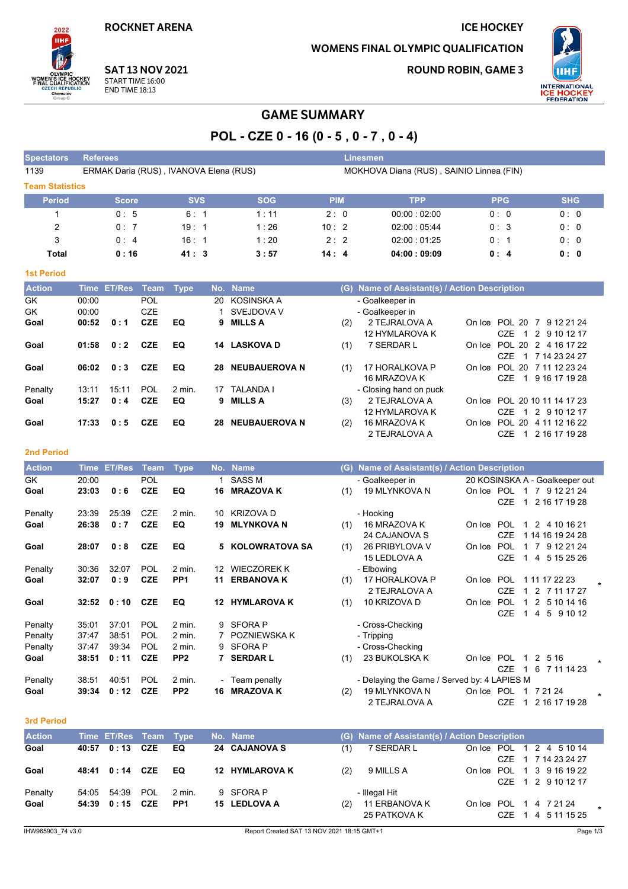ROCKNET ARENA

ICE HOCKEY

WOMENS FINAL OLYMPIC QUALIFICATION

SAT 13 NOV 2021
START TIME 16:00
END TIME 18:13

ROUND ROBIN, GAME 3

# GAME SUMMARY

## POL - CZE 0 - 16 (0 - 5 , 0 - 7 , 0 - 4)

| Spectators | Referees | Linesmen |
|---|---|---|
| 1139 | ERMAK Daria (RUS) , IVANOVA Elena (RUS) | MOKHOVA Diana (RUS) , SAINIO Linnea (FIN) |

### Team Statistics

| Period | Score | SVS | SOG | PIM | TPP | PPG | SHG |
|---|---|---|---|---|---|---|---|
| 1 | 0 : 5 | 6 : 1 | 1 : 11 | 2 : 0 | 00:00 : 02:00 | 0 : 0 | 0 : 0 |
| 2 | 0 : 7 | 19 : 1 | 1 : 26 | 10 : 2 | 02:00 : 05:44 | 0 : 3 | 0 : 0 |
| 3 | 0 : 4 | 16 : 1 | 1 : 20 | 2 : 2 | 02:00 : 01:25 | 0 : 1 | 0 : 0 |
| **Total** | **0 : 16** | **41 : 3** | **3 : 57** | **14 : 4** | **04:00 : 09:09** | **0 : 4** | **0 : 0** |

### 1st Period

| Action | Time | ET/Res | Team | Type | No. | Name | (G) | Name of Assistant(s) / Action Description | On Ice |
|---|---|---|---|---|---|---|---|---|---|
| GK | 00:00 | | POL | | 20 | KOSINSKA A | | - Goalkeeper in | |
| GK | 00:00 | | CZE | | 1 | SVEJDOVA V | | - Goalkeeper in | |
| **Goal** | **00:52** | **0 : 1** | **CZE** | **EQ** | **9** | **MILLS A** | (2) | 2 TEJRALOVA A<br>12 HYMLAROVA K | POL 20 7 9 12 21 24<br>CZE 1 2 9 10 12 17 |
| **Goal** | **01:58** | **0 : 2** | **CZE** | **EQ** | **14** | **LASKOVA D** | (1) | 7 SERDAR L | POL 20 2 4 16 17 22<br>CZE 1 7 14 23 24 27 |
| **Goal** | **06:02** | **0 : 3** | **CZE** | **EQ** | **28** | **NEUBAUEROVA N** | (1) | 17 HORALKOVA P<br>16 MRAZOVA K | POL 20 7 11 12 23 24<br>CZE 1 9 16 17 19 28 |
| Penalty | 13:11 | 15:11 | POL | 2 min. | 17 | TALANDA I | | - Closing hand on puck | |
| **Goal** | **15:27** | **0 : 4** | **CZE** | **EQ** | **9** | **MILLS A** | (3) | 2 TEJRALOVA A<br>12 HYMLAROVA K | POL 20 10 11 14 17 23<br>CZE 1 2 9 10 12 17 |
| **Goal** | **17:33** | **0 : 5** | **CZE** | **EQ** | **28** | **NEUBAUEROVA N** | (2) | 16 MRAZOVA K<br>2 TEJRALOVA A | POL 20 4 11 12 16 22<br>CZE 1 2 16 17 19 28 |

### 2nd Period

| Action | Time | ET/Res | Team | Type | No. | Name | (G) | Name of Assistant(s) / Action Description | On Ice |
|---|---|---|---|---|---|---|---|---|---|
| GK | 20:00 | | POL | | 1 | SASS M | | - Goalkeeper in | 20 KOSINSKA A - Goalkeeper out |
| **Goal** | **23:03** | **0 : 6** | **CZE** | **EQ** | **16** | **MRAZOVA K** | (1) | 19 MLYNKOVA N | POL 1 7 9 12 21 24<br>CZE 1 2 16 17 19 28 |
| Penalty | 23:39 | 25:39 | CZE | 2 min. | 10 | KRIZOVA D | | - Hooking | |
| **Goal** | **26:38** | **0 : 7** | **CZE** | **EQ** | **19** | **MLYNKOVA N** | (1) | 16 MRAZOVA K<br>24 CAJANOVA S | POL 1 2 4 10 16 21<br>CZE 1 14 16 19 24 28 |
| **Goal** | **28:07** | **0 : 8** | **CZE** | **EQ** | **5** | **KOLOWRATOVA SA** | (1) | 26 PRIBYLOVA V<br>15 LEDLOVA A | POL 1 7 9 12 21 24<br>CZE 1 4 5 15 25 26 |
| Penalty | 30:36 | 32:07 | POL | 2 min. | 12 | WIECZOREK K | | - Elbowing | |
| **Goal** | **32:07** | **0 : 9** | **CZE** | **PP1** | **11** | **ERBANOVA K** | (1) | 17 HORALKOVA P<br>2 TEJRALOVA A | POL 1 11 17 22 23 *<br>CZE 1 2 7 11 17 27 |
| **Goal** | **32:52** | **0 : 10** | **CZE** | **EQ** | **12** | **HYMLAROVA K** | (1) | 10 KRIZOVA D | POL 1 2 5 10 14 16<br>CZE 1 4 5 9 10 12 |
| Penalty | 35:01 | 37:01 | POL | 2 min. | 9 | SFORA P | | - Cross-Checking | |
| Penalty | 37:47 | 38:51 | POL | 2 min. | 7 | POZNIEWSKA K | | - Tripping | |
| Penalty | 37:47 | 39:34 | POL | 2 min. | 9 | SFORA P | | - Cross-Checking | |
| **Goal** | **38:51** | **0 : 11** | **CZE** | **PP2** | **7** | **SERDAR L** | (1) | 23 BUKOLSKA K | POL 1 2 5 16 *<br>CZE 1 6 7 11 14 23 |
| Penalty | 38:51 | 40:51 | POL | 2 min. | - | Team penalty | | - Delaying the Game / Served by: 4 LAPIES M | |
| **Goal** | **39:34** | **0 : 12** | **CZE** | **PP2** | **16** | **MRAZOVA K** | (2) | 19 MLYNKOVA N<br>2 TEJRALOVA A | POL 1 7 21 24 *<br>CZE 1 2 16 17 19 28 |

### 3rd Period

| Action | Time | ET/Res | Team | Type | No. | Name | (G) | Name of Assistant(s) / Action Description | On Ice |
|---|---|---|---|---|---|---|---|---|---|
| **Goal** | **40:57** | **0 : 13** | **CZE** | **EQ** | **24** | **CAJANOVA S** | (1) | 7 SERDAR L | POL 1 2 4 5 10 14<br>CZE 1 7 14 23 24 27 |
| **Goal** | **48:41** | **0 : 14** | **CZE** | **EQ** | **12** | **HYMLAROVA K** | (2) | 9 MILLS A | POL 1 3 9 16 19 22<br>CZE 1 2 9 10 12 17 |
| Penalty | 54:05 | 54:39 | POL | 2 min. | 9 | SFORA P | | - Illegal Hit | |
| **Goal** | **54:39** | **0 : 15** | **CZE** | **PP1** | **15** | **LEDLOVA A** | (2) | 11 ERBANOVA K<br>25 PATKOVA K | POL 1 4 7 21 24 *<br>CZE 1 4 5 11 15 25 |

IHW965903_74 v3.0 | Report Created SAT 13 NOV 2021 18:15 GMT+1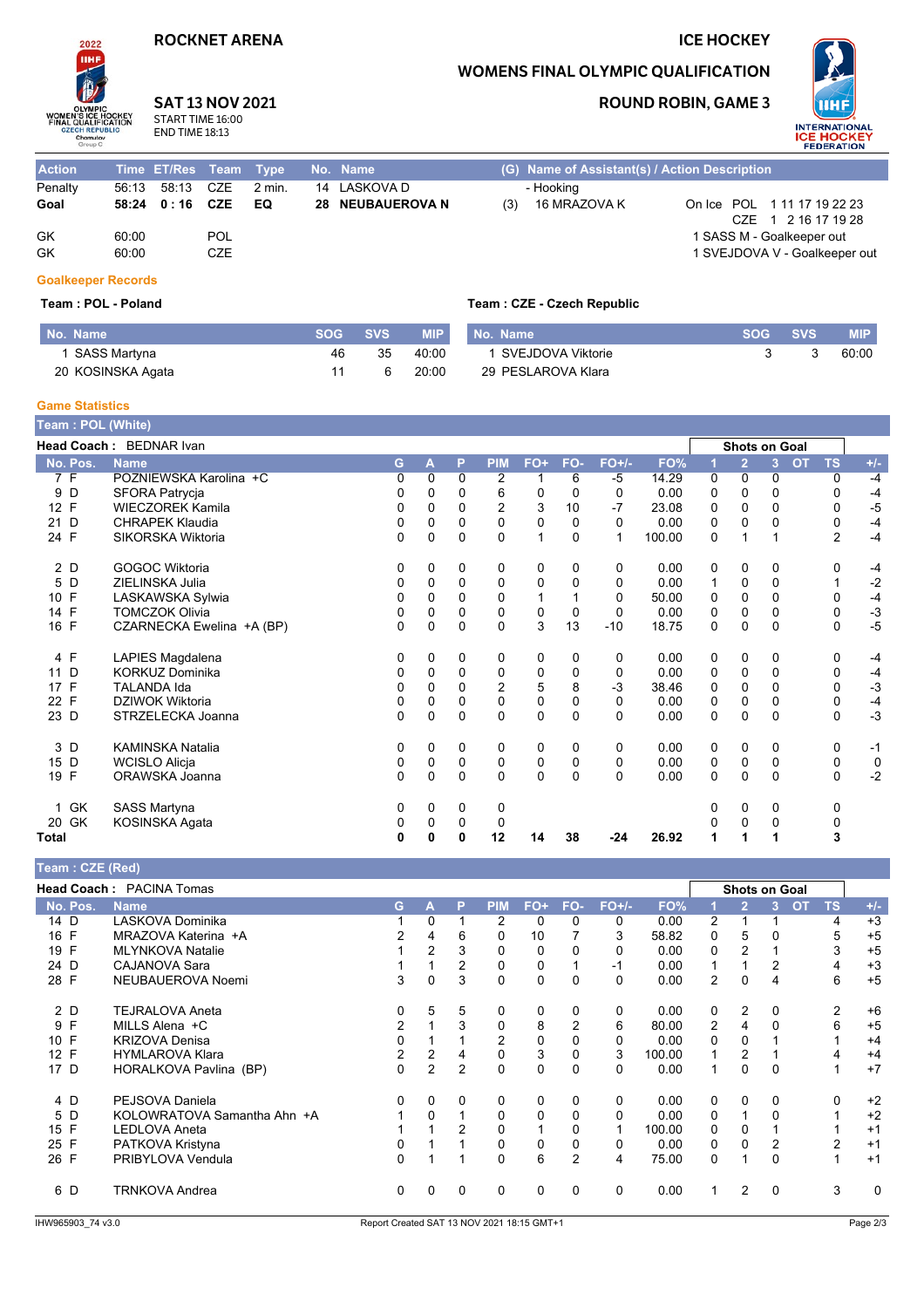ROCKNET ARENA

ICE HOCKEY

WOMENS FINAL OLYMPIC QUALIFICATION

ROUND ROBIN, GAME 3

**SAT 13 NOV 2021**
START TIME 16:00
END TIME 18:13

| Action | Time | ET/Res | Team | Type | No. | Name | (G) | Name of Assistant(s) / Action Description | |
|---|---|---|---|---|---|---|---|---|---|
| Penalty | 56:13 | 58:13 | CZE | 2 min. | 14 | LASKOVA D | | - Hooking | |
| **Goal** | **58:24** | **0 : 16** | **CZE** | **EQ** | **28** | **NEUBAUEROVA N** | (3) | 16 MRAZOVA K | On Ice POL 1 11 17 19 22 23 / CZE 1 2 16 17 19 28 |
| GK | 60:00 | | POL | | | | | | 1 SASS M - Goalkeeper out |
| GK | 60:00 | | CZE | | | | | | 1 SVEJDOVA V - Goalkeeper out |

## Goalkeeper Records

**Team : POL - Poland**

| No. | Name | SOG | SVS | MIP |
|---|---|---|---|---|
| 1 | SASS Martyna | 46 | 35 | 40:00 |
| 20 | KOSINSKA Agata | 11 | 6 | 20:00 |

**Team : CZE - Czech Republic**

| No. | Name | SOG | SVS | MIP |
|---|---|---|---|---|
| 1 | SVEJDOVA Viktorie | 3 | 3 | 60:00 |
| 29 | PESLAROVA Klara | | | |

## Game Statistics

**Team : POL (White)**

**Head Coach :** BEDNAR Ivan

| No. | Pos. | Name | G | A | P | PIM | FO+ | FO- | FO+/- | FO% | 1 | 2 | 3 | OT | TS | +/- |
|---|---|---|---|---|---|---|---|---|---|---|---|---|---|---|---|---|
| 7 | F | POZNIEWSKA Karolina +C | 0 | 0 | 0 | 2 | 1 | 6 | -5 | 14.29 | 0 | 0 | 0 | | 0 | -4 |
| 9 | D | SFORA Patrycja | 0 | 0 | 0 | 6 | 0 | 0 | 0 | 0.00 | 0 | 0 | 0 | | 0 | -4 |
| 12 | F | WIECZOREK Kamila | 0 | 0 | 0 | 2 | 3 | 10 | -7 | 23.08 | 0 | 0 | 0 | | 0 | -5 |
| 21 | D | CHRAPEK Klaudia | 0 | 0 | 0 | 0 | 0 | 0 | 0 | 0.00 | 0 | 0 | 0 | | 0 | -4 |
| 24 | F | SIKORSKA Wiktoria | 0 | 0 | 0 | 0 | 1 | 0 | 1 | 100.00 | 0 | 1 | 1 | | 2 | -4 |
| 2 | D | GOGOC Wiktoria | 0 | 0 | 0 | 0 | 0 | 0 | 0 | 0.00 | 0 | 0 | 0 | | 0 | -4 |
| 5 | D | ZIELINSKA Julia | 0 | 0 | 0 | 0 | 0 | 0 | 0 | 0.00 | 1 | 0 | 0 | | 1 | -2 |
| 10 | F | LASKAWSKA Sylwia | 0 | 0 | 0 | 0 | 1 | 1 | 0 | 50.00 | 0 | 0 | 0 | | 0 | -4 |
| 14 | F | TOMCZOK Olivia | 0 | 0 | 0 | 0 | 0 | 0 | 0 | 0.00 | 0 | 0 | 0 | | 0 | -3 |
| 16 | F | CZARNECKA Ewelina +A (BP) | 0 | 0 | 0 | 0 | 3 | 13 | -10 | 18.75 | 0 | 0 | 0 | | 0 | -5 |
| 4 | F | LAPIES Magdalena | 0 | 0 | 0 | 0 | 0 | 0 | 0 | 0.00 | 0 | 0 | 0 | | 0 | -4 |
| 11 | D | KORKUZ Dominika | 0 | 0 | 0 | 0 | 0 | 0 | 0 | 0.00 | 0 | 0 | 0 | | 0 | -4 |
| 17 | F | TALANDA Ida | 0 | 0 | 0 | 2 | 5 | 8 | -3 | 38.46 | 0 | 0 | 0 | | 0 | -3 |
| 22 | F | DZIWOK Wiktoria | 0 | 0 | 0 | 0 | 0 | 0 | 0 | 0.00 | 0 | 0 | 0 | | 0 | -4 |
| 23 | D | STRZELECKA Joanna | 0 | 0 | 0 | 0 | 0 | 0 | 0 | 0.00 | 0 | 0 | 0 | | 0 | -3 |
| 3 | D | KAMINSKA Natalia | 0 | 0 | 0 | 0 | 0 | 0 | 0 | 0.00 | 0 | 0 | 0 | | 0 | -1 |
| 15 | D | WCISLO Alicja | 0 | 0 | 0 | 0 | 0 | 0 | 0 | 0.00 | 0 | 0 | 0 | | 0 | 0 |
| 19 | F | ORAWSKA Joanna | 0 | 0 | 0 | 0 | 0 | 0 | 0 | 0.00 | 0 | 0 | 0 | | 0 | -2 |
| 1 | GK | SASS Martyna | 0 | 0 | 0 | 0 | | | | | 0 | 0 | 0 | | 0 | |
| 20 | GK | KOSINSKA Agata | 0 | 0 | 0 | 0 | | | | | 0 | 0 | 0 | | 0 | |
| **Total** | | | **0** | **0** | **0** | **12** | **14** | **38** | **-24** | **26.92** | **1** | **1** | **1** | | **3** | |

**Team : CZE (Red)**

**Head Coach :** PACINA Tomas

| No. | Pos. | Name | G | A | P | PIM | FO+ | FO- | FO+/- | FO% | 1 | 2 | 3 | OT | TS | +/- |
|---|---|---|---|---|---|---|---|---|---|---|---|---|---|---|---|---|
| 14 | D | LASKOVA Dominika | 1 | 0 | 1 | 2 | 0 | 0 | 0 | 0.00 | 2 | 1 | 1 | | 4 | +3 |
| 16 | F | MRAZOVA Katerina +A | 2 | 4 | 6 | 0 | 10 | 7 | 3 | 58.82 | 0 | 5 | 0 | | 5 | +5 |
| 19 | F | MLYNKOVA Natalie | 1 | 2 | 3 | 0 | 0 | 0 | 0 | 0.00 | 0 | 2 | 1 | | 3 | +5 |
| 24 | D | CAJANOVA Sara | 1 | 1 | 2 | 0 | 0 | 1 | -1 | 0.00 | 1 | 1 | 2 | | 4 | +3 |
| 28 | F | NEUBAUEROVA Noemi | 3 | 0 | 3 | 0 | 0 | 0 | 0 | 0.00 | 2 | 0 | 4 | | 6 | +5 |
| 2 | D | TEJRALOVA Aneta | 0 | 5 | 5 | 0 | 0 | 0 | 0 | 0.00 | 0 | 2 | 0 | | 2 | +6 |
| 9 | F | MILLS Alena +C | 2 | 1 | 3 | 0 | 8 | 2 | 6 | 80.00 | 2 | 4 | 0 | | 6 | +5 |
| 10 | F | KRIZOVA Denisa | 0 | 1 | 1 | 2 | 0 | 0 | 0 | 0.00 | 0 | 0 | 1 | | 1 | +4 |
| 12 | F | HYMLAROVA Klara | 2 | 2 | 4 | 0 | 3 | 0 | 3 | 100.00 | 1 | 2 | 1 | | 4 | +4 |
| 17 | D | HORALKOVA Pavlina (BP) | 0 | 2 | 2 | 0 | 0 | 0 | 0 | 0.00 | 1 | 0 | 0 | | 1 | +7 |
| 4 | D | PEJSOVA Daniela | 0 | 0 | 0 | 0 | 0 | 0 | 0 | 0.00 | 0 | 0 | 0 | | 0 | +2 |
| 5 | D | KOLOWRATOVA Samantha Ahn +A | 1 | 0 | 1 | 0 | 0 | 0 | 0 | 0.00 | 0 | 1 | 0 | | 1 | +2 |
| 15 | F | LEDLOVA Aneta | 1 | 1 | 2 | 0 | 1 | 0 | 1 | 100.00 | 0 | 0 | 1 | | 1 | +1 |
| 25 | F | PATKOVA Kristyna | 0 | 1 | 1 | 0 | 0 | 0 | 0 | 0.00 | 0 | 0 | 2 | | 2 | +1 |
| 26 | F | PRIBYLOVA Vendula | 0 | 1 | 1 | 0 | 6 | 2 | 4 | 75.00 | 0 | 1 | 0 | | 1 | +1 |
| 6 | D | TRNKOVA Andrea | 0 | 0 | 0 | 0 | 0 | 0 | 0 | 0.00 | 1 | 2 | 0 | | 3 | 0 |

IHW965903_74 v3.0 — Report Created SAT 13 NOV 2021 18:15 GMT+1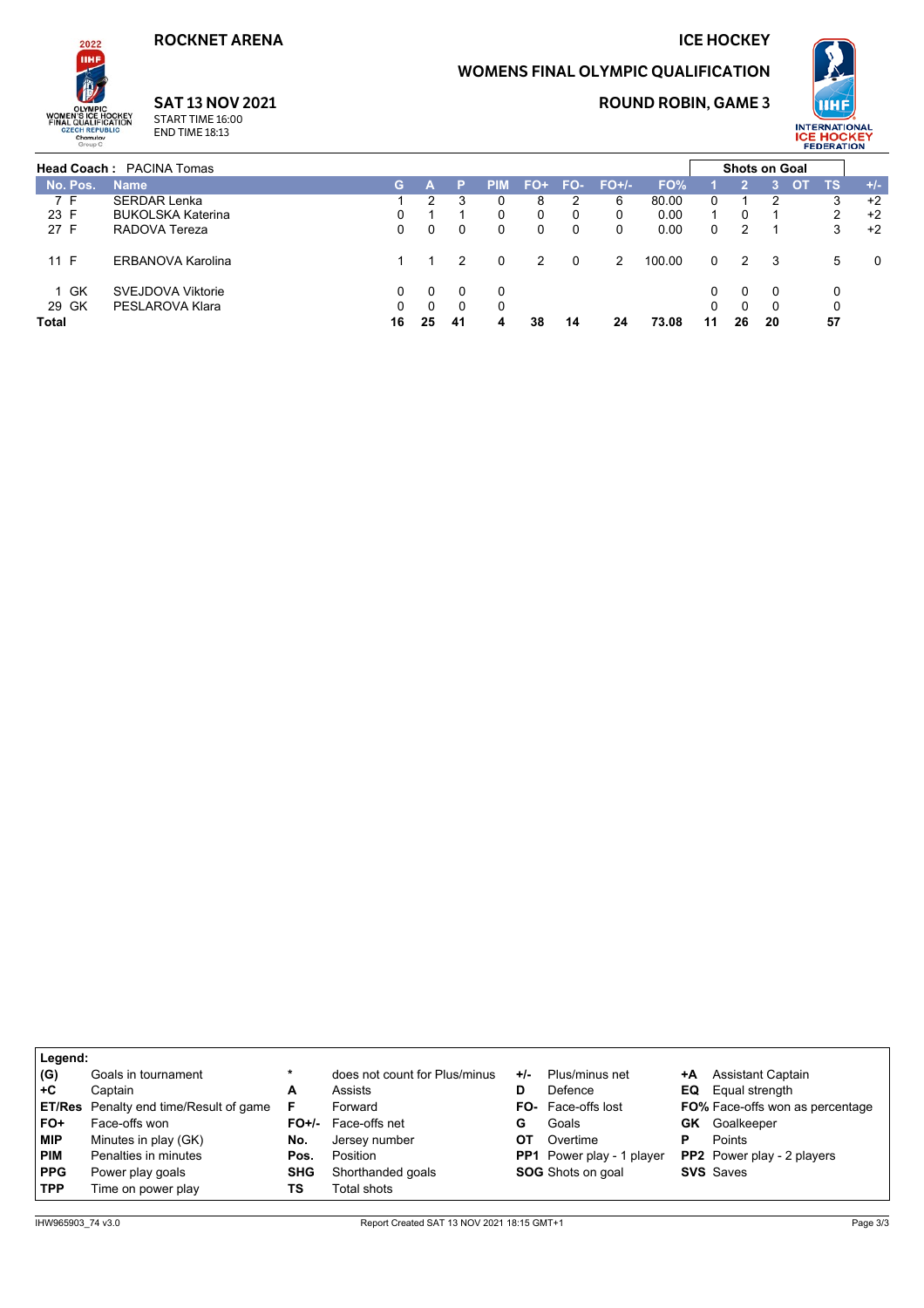ROCKNET ARENA

ICE HOCKEY

**WOMENS FINAL OLYMPIC QUALIFICATION**

**SAT 13 NOV 2021**
START TIME 16:00
END TIME 18:13

**ROUND ROBIN, GAME 3**

**Head Coach :** PACINA Tomas

| No. | Pos. | Name | G | A | P | PIM | FO+ | FO- | FO+/- | FO% | 1 | 2 | 3 | OT | TS | +/- |
|---|---|---|---|---|---|---|---|---|---|---|---|---|---|---|---|---|
| | | | | | | | | | | | Shots on Goal | | | | | |
| 7 | F | SERDAR Lenka | 1 | 2 | 3 | 0 | 8 | 2 | 6 | 80.00 | 0 | 1 | 2 | | 3 | +2 |
| 23 | F | BUKOLSKA Katerina | 0 | 1 | 1 | 0 | 0 | 0 | 0 | 0.00 | 1 | 0 | 1 | | 2 | +2 |
| 27 | F | RADOVA Tereza | 0 | 0 | 0 | 0 | 0 | 0 | 0 | 0.00 | 0 | 2 | 1 | | 3 | +2 |
| 11 | F | ERBANOVA Karolina | 1 | 1 | 2 | 0 | 2 | 0 | 2 | 100.00 | 0 | 2 | 3 | | 5 | 0 |
| 1 | GK | SVEJDOVA Viktorie | 0 | 0 | 0 | 0 | | | | | 0 | 0 | 0 | | 0 | |
| 29 | GK | PESLAROVA Klara | 0 | 0 | 0 | 0 | | | | | 0 | 0 | 0 | | 0 | |
| **Total** | | | **16** | **25** | **41** | **4** | **38** | **14** | **24** | **73.08** | **11** | **26** | **20** | | **57** | |

| Legend: | | | | | | | |
|---|---|---|---|---|---|---|---|
| (G) | Goals in tournament | * | does not count for Plus/minus | +/- | Plus/minus net | +A | Assistant Captain |
| +C | Captain | A | Assists | D | Defence | EQ | Equal strength |
| ET/Res | Penalty end time/Result of game | F | Forward | FO- | Face-offs lost | FO% | Face-offs won as percentage |
| FO+ | Face-offs won | FO+/- | Face-offs net | G | Goals | GK | Goalkeeper |
| MIP | Minutes in play (GK) | No. | Jersey number | OT | Overtime | P | Points |
| PIM | Penalties in minutes | Pos. | Position | PP1 | Power play - 1 player | PP2 | Power play - 2 players |
| PPG | Power play goals | SHG | Shorthanded goals | SOG | Shots on goal | SVS | Saves |
| TPP | Time on power play | TS | Total shots | | | | |

IHW965903_74 v3.0

Report Created SAT 13 NOV 2021 18:15 GMT+1